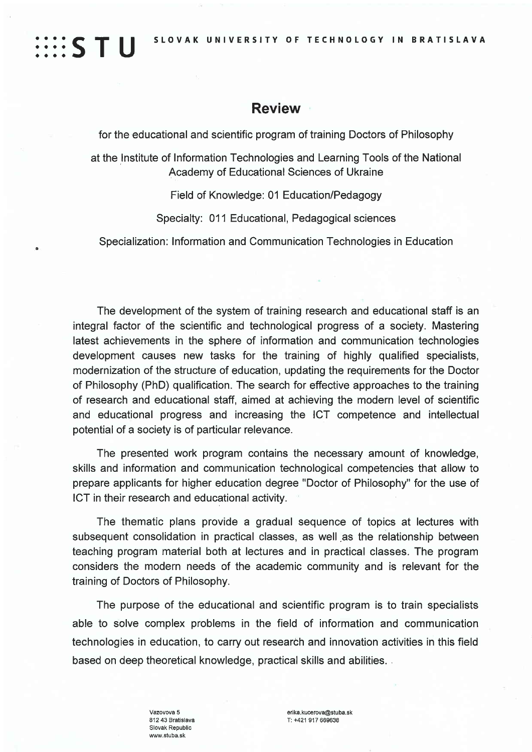# Review

for the educational and scientific program of training Doctors of Philosophy

at the Institute of Information Technologies and Learning Tools of the National Academy of Educational Sciences of Ukraine

Field of Knowledge: 01 Education/Pedagogy

Specialty: 011 Educational, Pedagogical sciences

Specialization: Information and Communication Technologies in Education

The development of the system of training research and educational staff is an integral factor of the scientific and technological progress of a society. Mastering latest achievements in the sphere of information and communication technologies development causes new tasks for the training of highly qualified specialists, modernization of the structure of education, updating the requirements for the Doctor of Philosophy (PhD) qualification. The search for effective approaches to the training of research and educational staff, aimed at achieving the modern level of scientific and educational progress and increasing the ICT competence and intellectual potential of a society is of particular relevance.

The presented work program contains the necessary amount of knowledge, skills and information and communication technological competencies that allow to prepare applicants for higher education degree "Doctor of Philosophy" for the use of ICT in their research and educational activity.

The thematic plans provide a gradual sequence of topics at lectures with subsequent consolidation in practical classes, as well as the relationship between teaching program material both at lectures and in practical classes. The program considers the modern needs of the academic community and is relevant for the training of Doctors of Philosophy.

The purpose of the educational and scientific program is to train specialists able to solve complex problems in the field of information and communication technologies in education, to carry out research and innovation activities in this field based on deep theoretical knowledge, practical skills and abilities.

Vazovova 5
812 43 Bratislava
Slovak Republic
www.stuba.sk

erika.kucerova@stuba.sk
T: +421 917 669638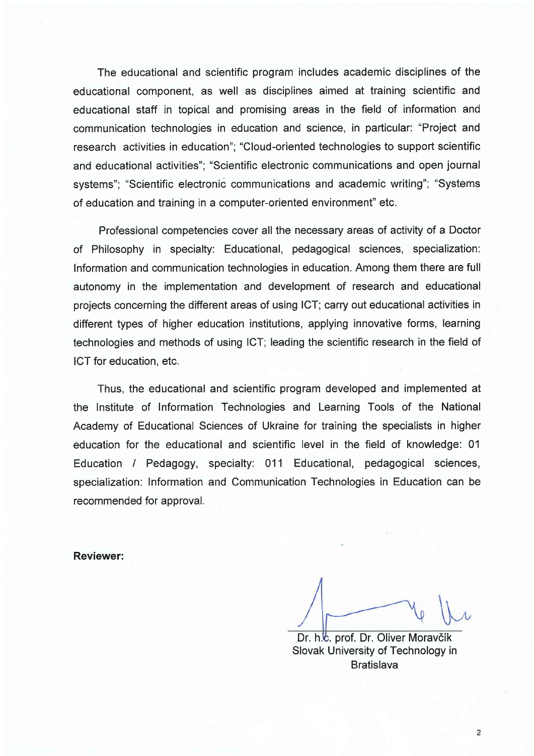The educational and scientific program includes academic disciplines of the educational component, as well as disciplines aimed at training scientific and educational staff in topical and promising areas in the field of information and communication technologies in education and science, in particular: "Project and research activities in education"; "Cloud-oriented technologies to support scientific and educational activities"; "Scientific electronic communications and open journal systems"; "Scientific electronic communications and academic writing"; "Systems of education and training in a computer-oriented environment" etc.

Professional competencies cover all the necessary areas of activity of a Doctor of Philosophy in specialty: Educational, pedagogical sciences, specialization: Information and communication technologies in education. Among them there are full autonomy in the implementation and development of research and educational projects concerning the different areas of using ICT; carry out educational activities in different types of higher education institutions, applying innovative forms, learning technologies and methods of using ICT; leading the scientific research in the field of ICT for education, etc.

Thus, the educational and scientific program developed and implemented at the Institute of Information Technologies and Learning Tools of the National Academy of Educational Sciences of Ukraine for training the specialists in higher education for the educational and scientific level in the field of knowledge: 01 Education / Pedagogy, specialty: 011 Educational, pedagogical sciences, specialization: Information and Communication Technologies in Education can be recommended for approval.

**Reviewer:**

Dr. h.c. prof. Dr. Oliver Moravčík
Slovak University of Technology in Bratislava